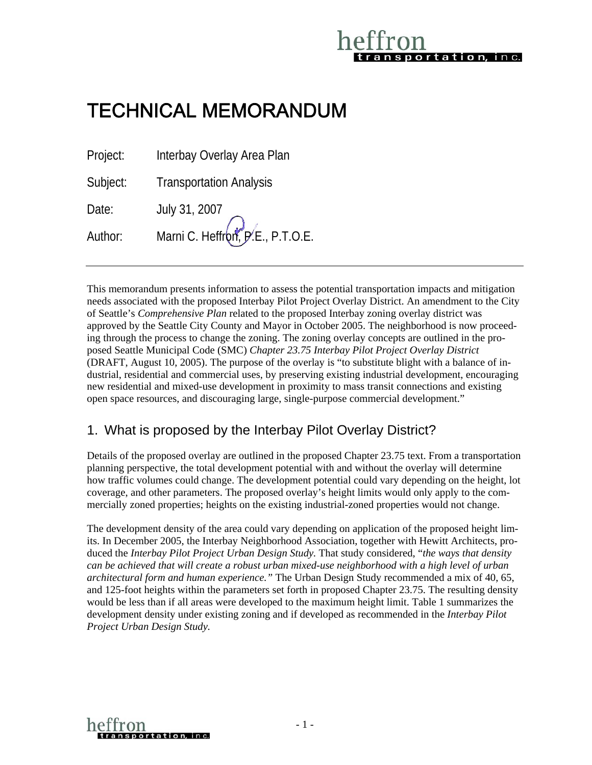# TECHNICAL MEMORANDUM

Project: Interbay Overlay Area Plan

Subject: Transportation Analysis

Date: July 31, 2007

Author: Marni C. Heffron, P.E., P.T.O.E.

---

This memorandum presents information to assess the potential transportation impacts and mitigation needs associated with the proposed Interbay Pilot Project Overlay District. An amendment to the City of Seattle's *Comprehensive Plan* related to the proposed Interbay zoning overlay district was approved by the Seattle City County and Mayor in October 2005. The neighborhood is now proceeding through the process to change the zoning. The zoning overlay concepts are outlined in the proposed Seattle Municipal Code (SMC) *Chapter 23.75 Interbay Pilot Project Overlay District* (DRAFT, August 10, 2005). The purpose of the overlay is "to substitute blight with a balance of industrial, residential and commercial uses, by preserving existing industrial development, encouraging new residential and mixed-use development in proximity to mass transit connections and existing open space resources, and discouraging large, single-purpose commercial development."

## 1. What is proposed by the Interbay Pilot Overlay District?

Details of the proposed overlay are outlined in the proposed Chapter 23.75 text. From a transportation planning perspective, the total development potential with and without the overlay will determine how traffic volumes could change. The development potential could vary depending on the height, lot coverage, and other parameters. The proposed overlay's height limits would only apply to the commercially zoned properties; heights on the existing industrial-zoned properties would not change.

The development density of the area could vary depending on application of the proposed height limits. In December 2005, the Interbay Neighborhood Association, together with Hewitt Architects, produced the *Interbay Pilot Project Urban Design Study.* That study considered, "*the ways that density can be achieved that will create a robust urban mixed-use neighborhood with a high level of urban architectural form and human experience.*" The Urban Design Study recommended a mix of 40, 65, and 125-foot heights within the parameters set forth in proposed Chapter 23.75. The resulting density would be less than if all areas were developed to the maximum height limit. Table 1 summarizes the development density under existing zoning and if developed as recommended in the *Interbay Pilot Project Urban Design Study.*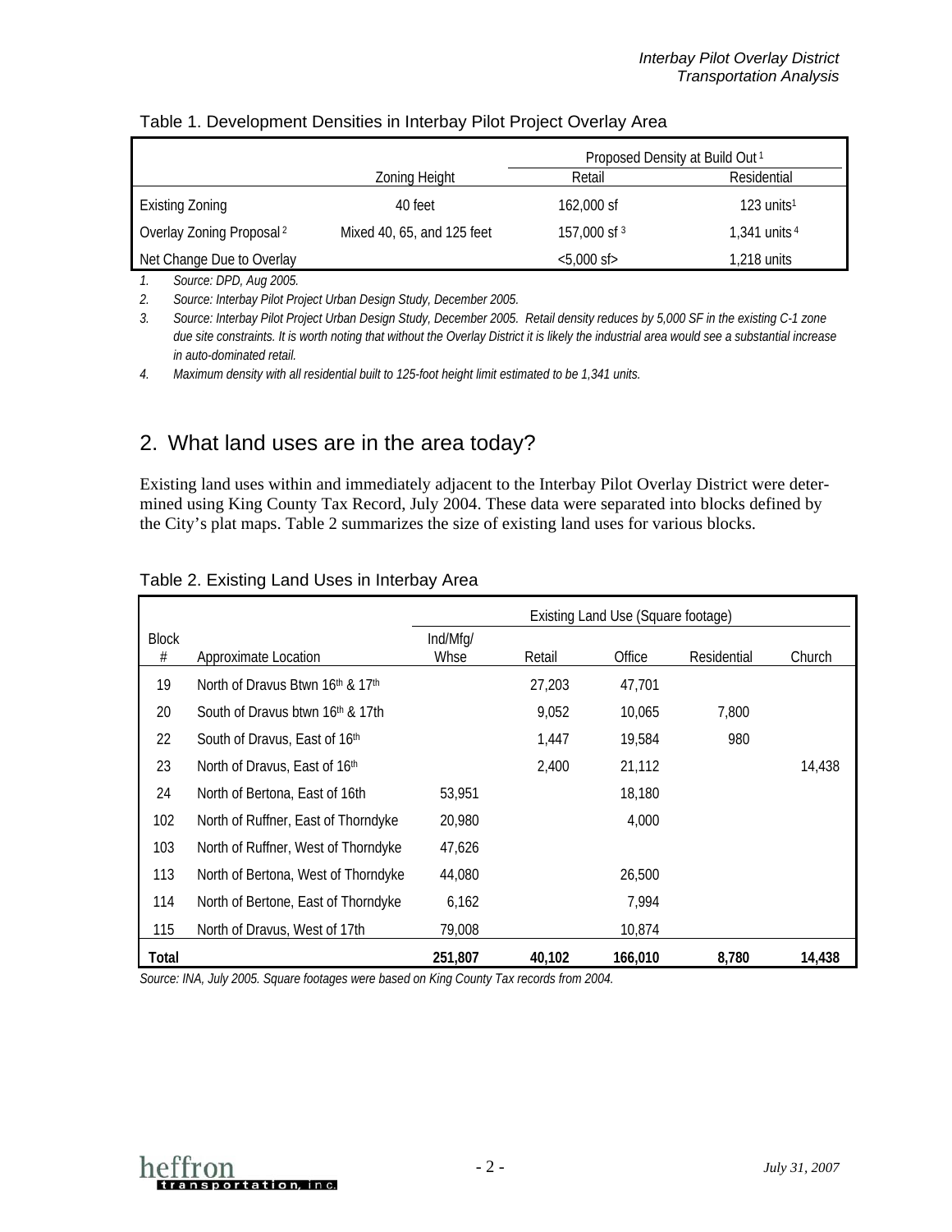Table 1. Development Densities in Interbay Pilot Project Overlay Area

| | Zoning Height | Proposed Density at Build Out [1] | |
|---|---|---|---|
| | | Retail | Residential |
| Existing Zoning | 40 feet | 162,000 sf | 123 units[1] |
| Overlay Zoning Proposal [2] | Mixed 40, 65, and 125 feet | 157,000 sf [3] | 1,341 units [4] |
| Net Change Due to Overlay | | <5,000 sf> | 1,218 units |

1. *Source: DPD, Aug 2005.*
2. *Source: Interbay Pilot Project Urban Design Study, December 2005.*
3. *Source: Interbay Pilot Project Urban Design Study, December 2005. Retail density reduces by 5,000 SF in the existing C-1 zone due site constraints. It is worth noting that without the Overlay District it is likely the industrial area would see a substantial increase in auto-dominated retail.*
4. *Maximum density with all residential built to 125-foot height limit estimated to be 1,341 units.*

## 2. What land uses are in the area today?

Existing land uses within and immediately adjacent to the Interbay Pilot Overlay District were determined using King County Tax Record, July 2004. These data were separated into blocks defined by the City's plat maps. Table 2 summarizes the size of existing land uses for various blocks.

Table 2. Existing Land Uses in Interbay Area

| Block # | Approximate Location | Existing Land Use (Square footage) | | | | |
|---|---|---|---|---|---|---|
| | | Ind/Mfg/ Whse | Retail | Office | Residential | Church |
| 19 | North of Dravus Btwn 16th & 17th | | 27,203 | 47,701 | | |
| 20 | South of Dravus btwn 16th & 17th | | 9,052 | 10,065 | 7,800 | |
| 22 | South of Dravus, East of 16th | | 1,447 | 19,584 | 980 | |
| 23 | North of Dravus, East of 16th | | 2,400 | 21,112 | | 14,438 |
| 24 | North of Bertona, East of 16th | 53,951 | | 18,180 | | |
| 102 | North of Ruffner, East of Thorndyke | 20,980 | | 4,000 | | |
| 103 | North of Ruffner, West of Thorndyke | 47,626 | | | | |
| 113 | North of Bertona, West of Thorndyke | 44,080 | | 26,500 | | |
| 114 | North of Bertone, East of Thorndyke | 6,162 | | 7,994 | | |
| 115 | North of Dravus, West of 17th | 79,008 | | 10,874 | | |
| **Total** | | **251,807** | **40,102** | **166,010** | **8,780** | **14,438** |

*Source: INA, July 2005. Square footages were based on King County Tax records from 2004.*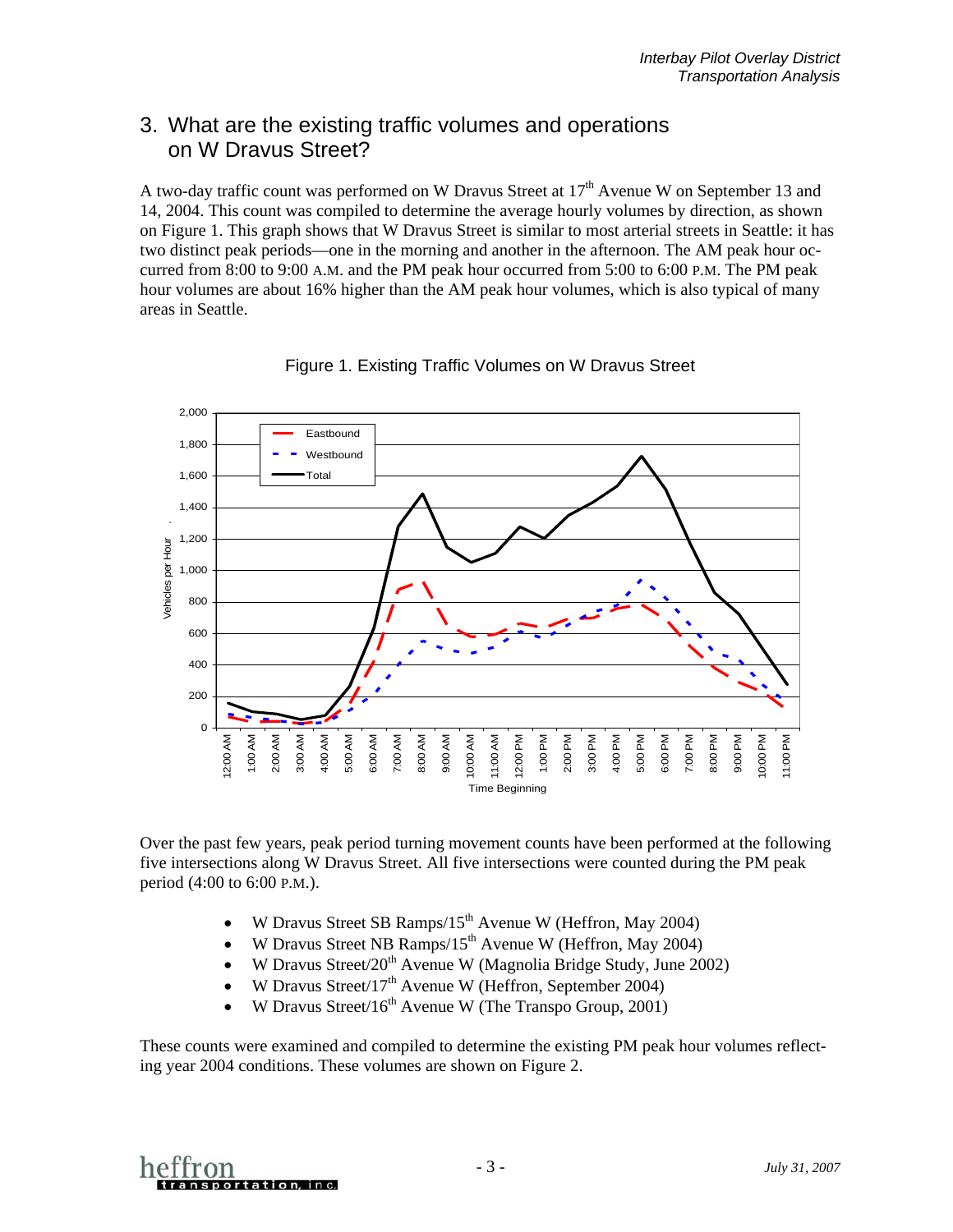## 3. What are the existing traffic volumes and operations on W Dravus Street?

A two-day traffic count was performed on W Dravus Street at 17th Avenue W on September 13 and 14, 2004. This count was compiled to determine the average hourly volumes by direction, as shown on Figure 1. This graph shows that W Dravus Street is similar to most arterial streets in Seattle: it has two distinct peak periods—one in the morning and another in the afternoon. The AM peak hour occurred from 8:00 to 9:00 A.M. and the PM peak hour occurred from 5:00 to 6:00 P.M. The PM peak hour volumes are about 16% higher than the AM peak hour volumes, which is also typical of many areas in Seattle.

Figure 1. Existing Traffic Volumes on W Dravus Street

Over the past few years, peak period turning movement counts have been performed at the following five intersections along W Dravus Street. All five intersections were counted during the PM peak period (4:00 to 6:00 P.M.).

- W Dravus Street SB Ramps/15th Avenue W (Heffron, May 2004)
- W Dravus Street NB Ramps/15th Avenue W (Heffron, May 2004)
- W Dravus Street/20th Avenue W (Magnolia Bridge Study, June 2002)
- W Dravus Street/17th Avenue W (Heffron, September 2004)
- W Dravus Street/16th Avenue W (The Transpo Group, 2001)

These counts were examined and compiled to determine the existing PM peak hour volumes reflecting year 2004 conditions. These volumes are shown on Figure 2.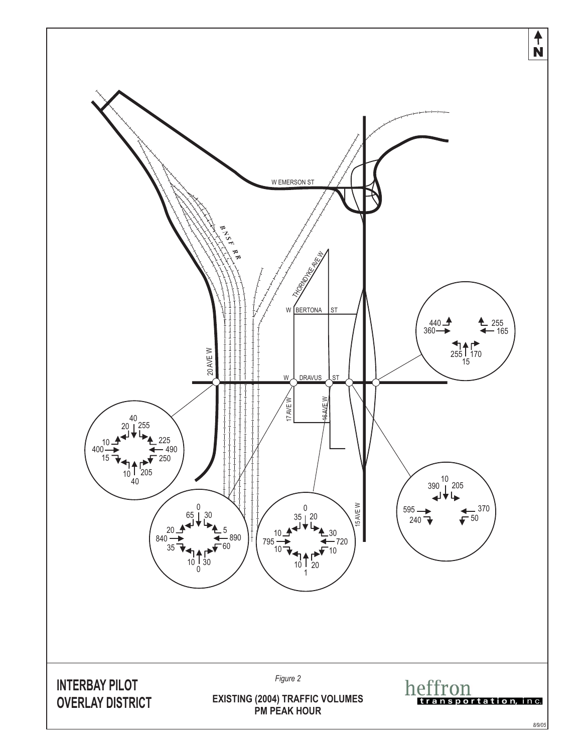INTERBAY PILOT OVERLAY DISTRICT

*Figure 2*

**EXISTING (2004) TRAFFIC VOLUMES PM PEAK HOUR**

heffron transportation, inc.

*8/9/05*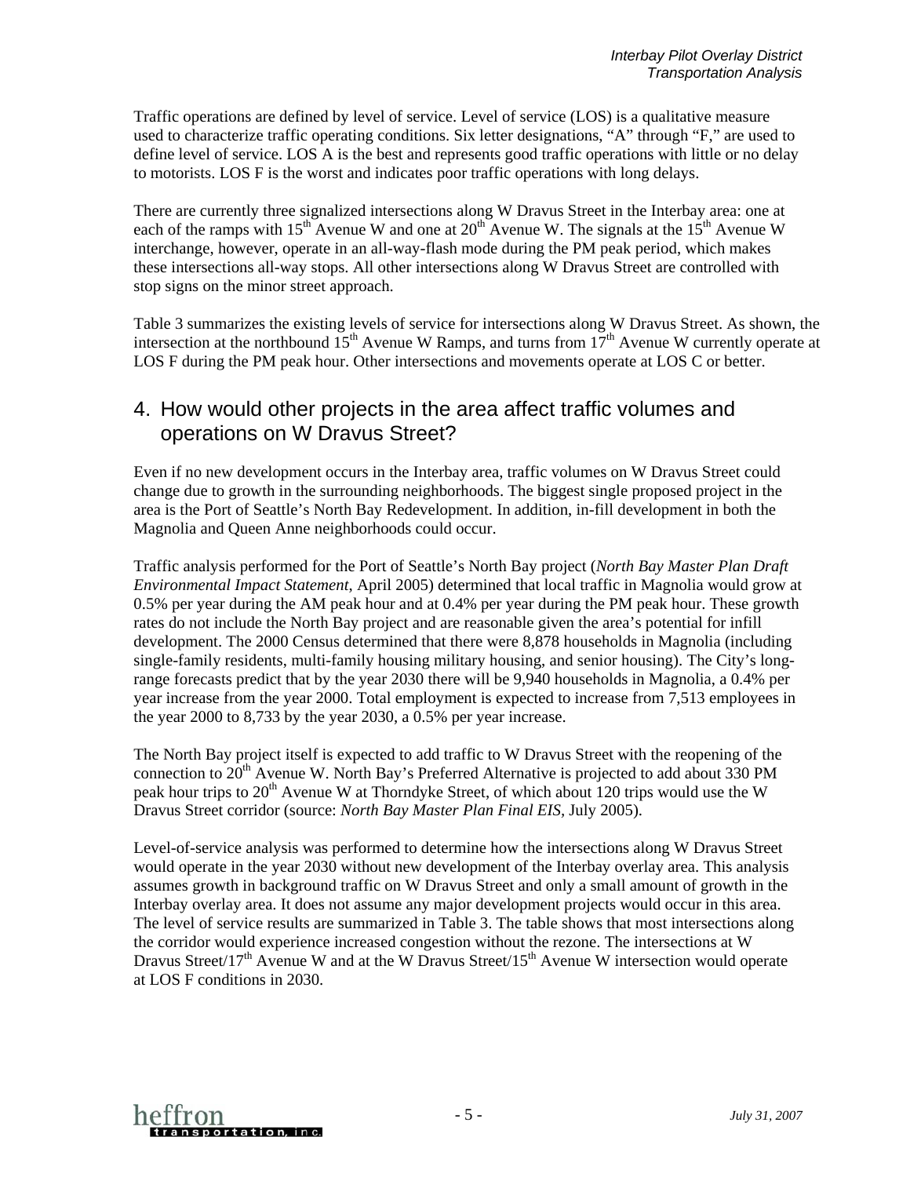Traffic operations are defined by level of service. Level of service (LOS) is a qualitative measure used to characterize traffic operating conditions. Six letter designations, "A" through "F," are used to define level of service. LOS A is the best and represents good traffic operations with little or no delay to motorists. LOS F is the worst and indicates poor traffic operations with long delays.

There are currently three signalized intersections along W Dravus Street in the Interbay area: one at each of the ramps with 15th Avenue W and one at 20th Avenue W. The signals at the 15th Avenue W interchange, however, operate in an all-way-flash mode during the PM peak period, which makes these intersections all-way stops. All other intersections along W Dravus Street are controlled with stop signs on the minor street approach.

Table 3 summarizes the existing levels of service for intersections along W Dravus Street. As shown, the intersection at the northbound 15th Avenue W Ramps, and turns from 17th Avenue W currently operate at LOS F during the PM peak hour. Other intersections and movements operate at LOS C or better.

## 4. How would other projects in the area affect traffic volumes and operations on W Dravus Street?

Even if no new development occurs in the Interbay area, traffic volumes on W Dravus Street could change due to growth in the surrounding neighborhoods. The biggest single proposed project in the area is the Port of Seattle's North Bay Redevelopment. In addition, in-fill development in both the Magnolia and Queen Anne neighborhoods could occur.

Traffic analysis performed for the Port of Seattle's North Bay project (*North Bay Master Plan Draft Environmental Impact Statement*, April 2005) determined that local traffic in Magnolia would grow at 0.5% per year during the AM peak hour and at 0.4% per year during the PM peak hour. These growth rates do not include the North Bay project and are reasonable given the area's potential for infill development. The 2000 Census determined that there were 8,878 households in Magnolia (including single-family residents, multi-family housing military housing, and senior housing). The City's long-range forecasts predict that by the year 2030 there will be 9,940 households in Magnolia, a 0.4% per year increase from the year 2000. Total employment is expected to increase from 7,513 employees in the year 2000 to 8,733 by the year 2030, a 0.5% per year increase.

The North Bay project itself is expected to add traffic to W Dravus Street with the reopening of the connection to 20th Avenue W. North Bay's Preferred Alternative is projected to add about 330 PM peak hour trips to 20th Avenue W at Thorndyke Street, of which about 120 trips would use the W Dravus Street corridor (source: *North Bay Master Plan Final EIS*, July 2005).

Level-of-service analysis was performed to determine how the intersections along W Dravus Street would operate in the year 2030 without new development of the Interbay overlay area. This analysis assumes growth in background traffic on W Dravus Street and only a small amount of growth in the Interbay overlay area. It does not assume any major development projects would occur in this area. The level of service results are summarized in Table 3. The table shows that most intersections along the corridor would experience increased congestion without the rezone. The intersections at W Dravus Street/17th Avenue W and at the W Dravus Street/15th Avenue W intersection would operate at LOS F conditions in 2030.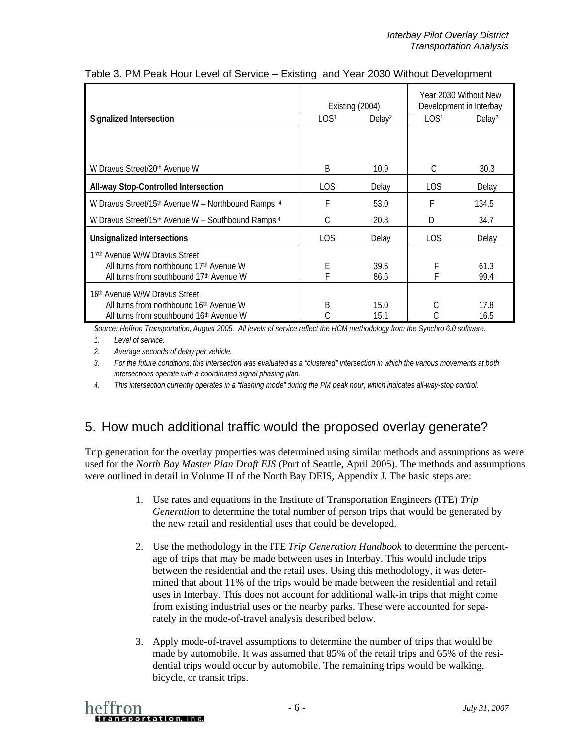Table 3. PM Peak Hour Level of Service – Existing and Year 2030 Without Development

| Signalized Intersection | Existing (2004) | | Year 2030 Without New Development in Interbay | |
|---|---|---|---|---|
| | LOS[1] | Delay[2] | LOS[1] | Delay[2] |
| W Dravus Street/20th Avenue W | B | 10.9 | C | 30.3 |
| **All-way Stop-Controlled Intersection** | LOS | Delay | LOS | Delay |
| W Dravus Street/15th Avenue W – Northbound Ramps [4] | F | 53.0 | F | 134.5 |
| W Dravus Street/15th Avenue W – Southbound Ramps [4] | C | 20.8 | D | 34.7 |
| **Unsignalized Intersections** | LOS | Delay | LOS | Delay |
| 17th Avenue W/W Dravus Street | | | | |
| All turns from northbound 17th Avenue W | E | 39.6 | F | 61.3 |
| All turns from southbound 17th Avenue W | F | 86.6 | F | 99.4 |
| 16th Avenue W/W Dravus Street | | | | |
| All turns from northbound 16th Avenue W | B | 15.0 | C | 17.8 |
| All turns from southbound 16th Avenue W | C | 15.1 | C | 16.5 |

*Source: Heffron Transportation, August 2005. All levels of service reflect the HCM methodology from the Synchro 6.0 software.*

1. *Level of service.*
2. *Average seconds of delay per vehicle.*
3. *For the future conditions, this intersection was evaluated as a "clustered" intersection in which the various movements at both intersections operate with a coordinated signal phasing plan.*
4. *This intersection currently operates in a "flashing mode" during the PM peak hour, which indicates all-way-stop control.*

## 5. How much additional traffic would the proposed overlay generate?

Trip generation for the overlay properties was determined using similar methods and assumptions as were used for the *North Bay Master Plan Draft EIS* (Port of Seattle, April 2005). The methods and assumptions were outlined in detail in Volume II of the North Bay DEIS, Appendix J. The basic steps are:

1. Use rates and equations in the Institute of Transportation Engineers (ITE) *Trip Generation* to determine the total number of person trips that would be generated by the new retail and residential uses that could be developed.

2. Use the methodology in the ITE *Trip Generation Handbook* to determine the percentage of trips that may be made between uses in Interbay. This would include trips between the residential and the retail uses. Using this methodology, it was determined that about 11% of the trips would be made between the residential and retail uses in Interbay. This does not account for additional walk-in trips that might come from existing industrial uses or the nearby parks. These were accounted for separately in the mode-of-travel analysis described below.

3. Apply mode-of-travel assumptions to determine the number of trips that would be made by automobile. It was assumed that 85% of the retail trips and 65% of the residential trips would occur by automobile. The remaining trips would be walking, bicycle, or transit trips.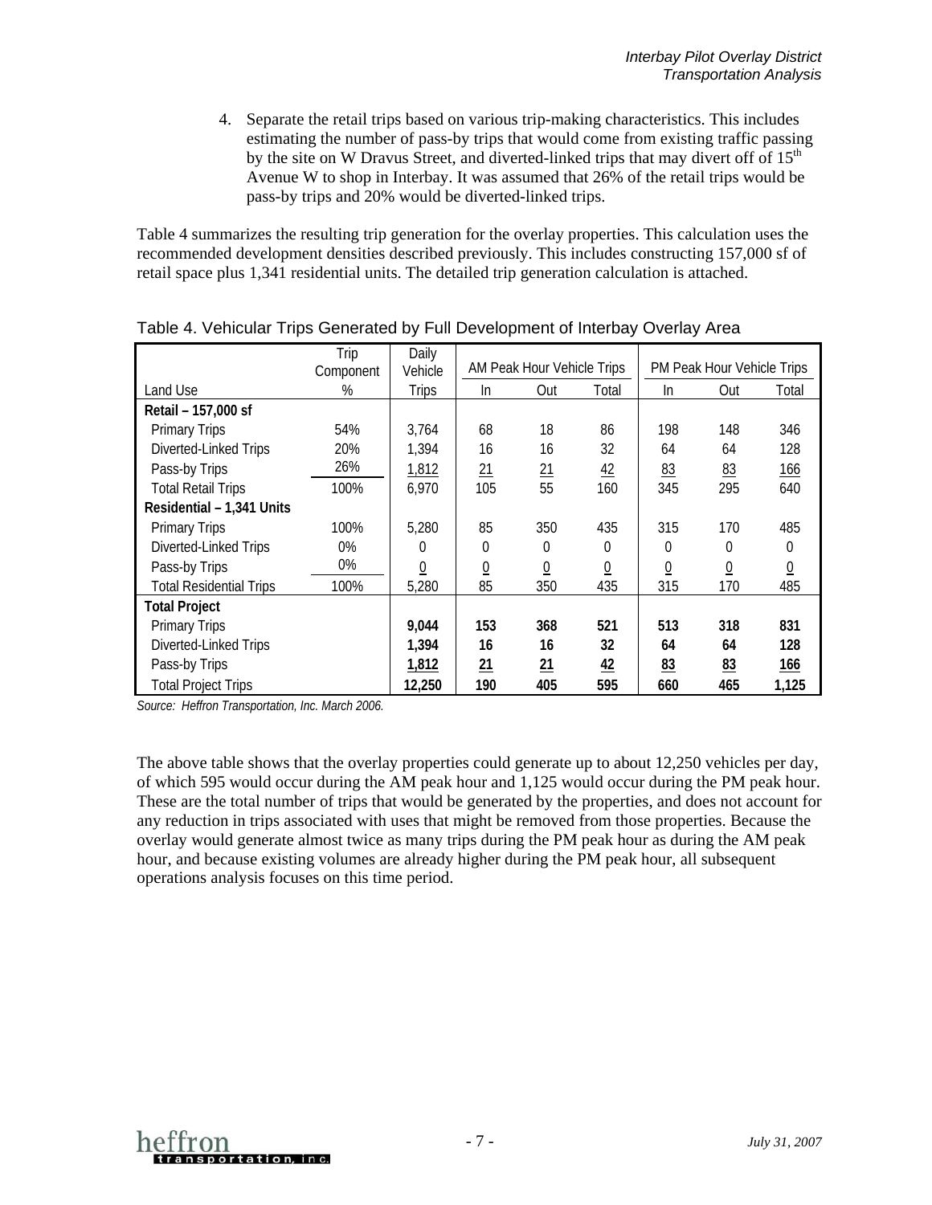4. Separate the retail trips based on various trip-making characteristics. This includes estimating the number of pass-by trips that would come from existing traffic passing by the site on W Dravus Street, and diverted-linked trips that may divert off of 15th Avenue W to shop in Interbay. It was assumed that 26% of the retail trips would be pass-by trips and 20% would be diverted-linked trips.

Table 4 summarizes the resulting trip generation for the overlay properties. This calculation uses the recommended development densities described previously. This includes constructing 157,000 sf of retail space plus 1,341 residential units. The detailed trip generation calculation is attached.

Table 4. Vehicular Trips Generated by Full Development of Interbay Overlay Area

| Land Use | Trip Component % | Daily Vehicle Trips | AM Peak Hour Vehicle Trips | | | PM Peak Hour Vehicle Trips | | |
|---|---|---|---|---|---|---|---|---|
| | | | In | Out | Total | In | Out | Total |
| **Retail – 157,000 sf** | | | | | | | | |
| Primary Trips | 54% | 3,764 | 68 | 18 | 86 | 198 | 148 | 346 |
| Diverted-Linked Trips | 20% | 1,394 | 16 | 16 | 32 | 64 | 64 | 128 |
| Pass-by Trips | 26% | 1,812 | 21 | 21 | 42 | 83 | 83 | 166 |
| Total Retail Trips | 100% | 6,970 | 105 | 55 | 160 | 345 | 295 | 640 |
| **Residential – 1,341 Units** | | | | | | | | |
| Primary Trips | 100% | 5,280 | 85 | 350 | 435 | 315 | 170 | 485 |
| Diverted-Linked Trips | 0% | 0 | 0 | 0 | 0 | 0 | 0 | 0 |
| Pass-by Trips | 0% | 0 | 0 | 0 | 0 | 0 | 0 | 0 |
| Total Residential Trips | 100% | 5,280 | 85 | 350 | 435 | 315 | 170 | 485 |
| **Total Project** | | | | | | | | |
| Primary Trips | | **9,044** | **153** | **368** | **521** | **513** | **318** | **831** |
| Diverted-Linked Trips | | **1,394** | **16** | **16** | **32** | **64** | **64** | **128** |
| Pass-by Trips | | **1,812** | **21** | **21** | **42** | **83** | **83** | **166** |
| Total Project Trips | | **12,250** | **190** | **405** | **595** | **660** | **465** | **1,125** |

*Source: Heffron Transportation, Inc. March 2006.*

The above table shows that the overlay properties could generate up to about 12,250 vehicles per day, of which 595 would occur during the AM peak hour and 1,125 would occur during the PM peak hour. These are the total number of trips that would be generated by the properties, and does not account for any reduction in trips associated with uses that might be removed from those properties. Because the overlay would generate almost twice as many trips during the PM peak hour as during the AM peak hour, and because existing volumes are already higher during the PM peak hour, all subsequent operations analysis focuses on this time period.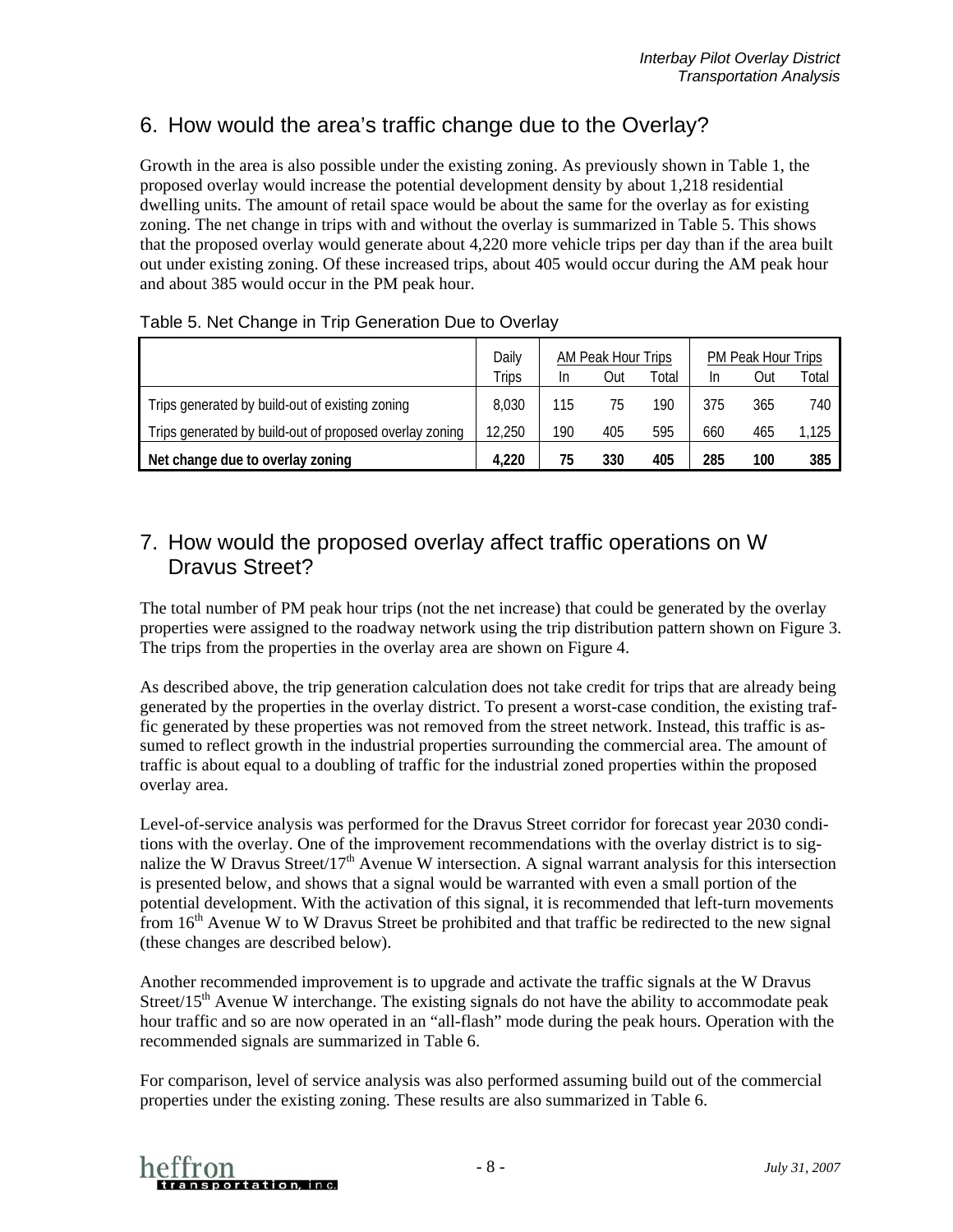## 6. How would the area's traffic change due to the Overlay?

Growth in the area is also possible under the existing zoning. As previously shown in Table 1, the proposed overlay would increase the potential development density by about 1,218 residential dwelling units. The amount of retail space would be about the same for the overlay as for existing zoning. The net change in trips with and without the overlay is summarized in Table 5. This shows that the proposed overlay would generate about 4,220 more vehicle trips per day than if the area built out under existing zoning. Of these increased trips, about 405 would occur during the AM peak hour and about 385 would occur in the PM peak hour.

Table 5. Net Change in Trip Generation Due to Overlay

| | Daily | AM Peak Hour Trips | | | PM Peak Hour Trips | | |
|---|---|---|---|---|---|---|---|
| | Trips | In | Out | Total | In | Out | Total |
| Trips generated by build-out of existing zoning | 8,030 | 115 | 75 | 190 | 375 | 365 | 740 |
| Trips generated by build-out of proposed overlay zoning | 12,250 | 190 | 405 | 595 | 660 | 465 | 1,125 |
| **Net change due to overlay zoning** | **4,220** | **75** | **330** | **405** | **285** | **100** | **385** |

## 7. How would the proposed overlay affect traffic operations on W Dravus Street?

The total number of PM peak hour trips (not the net increase) that could be generated by the overlay properties were assigned to the roadway network using the trip distribution pattern shown on Figure 3. The trips from the properties in the overlay area are shown on Figure 4.

As described above, the trip generation calculation does not take credit for trips that are already being generated by the properties in the overlay district. To present a worst-case condition, the existing traffic generated by these properties was not removed from the street network. Instead, this traffic is assumed to reflect growth in the industrial properties surrounding the commercial area. The amount of traffic is about equal to a doubling of traffic for the industrial zoned properties within the proposed overlay area.

Level-of-service analysis was performed for the Dravus Street corridor for forecast year 2030 conditions with the overlay. One of the improvement recommendations with the overlay district is to signalize the W Dravus Street/17th Avenue W intersection. A signal warrant analysis for this intersection is presented below, and shows that a signal would be warranted with even a small portion of the potential development. With the activation of this signal, it is recommended that left-turn movements from 16th Avenue W to W Dravus Street be prohibited and that traffic be redirected to the new signal (these changes are described below).

Another recommended improvement is to upgrade and activate the traffic signals at the W Dravus Street/15th Avenue W interchange. The existing signals do not have the ability to accommodate peak hour traffic and so are now operated in an "all-flash" mode during the peak hours. Operation with the recommended signals are summarized in Table 6.

For comparison, level of service analysis was also performed assuming build out of the commercial properties under the existing zoning. These results are also summarized in Table 6.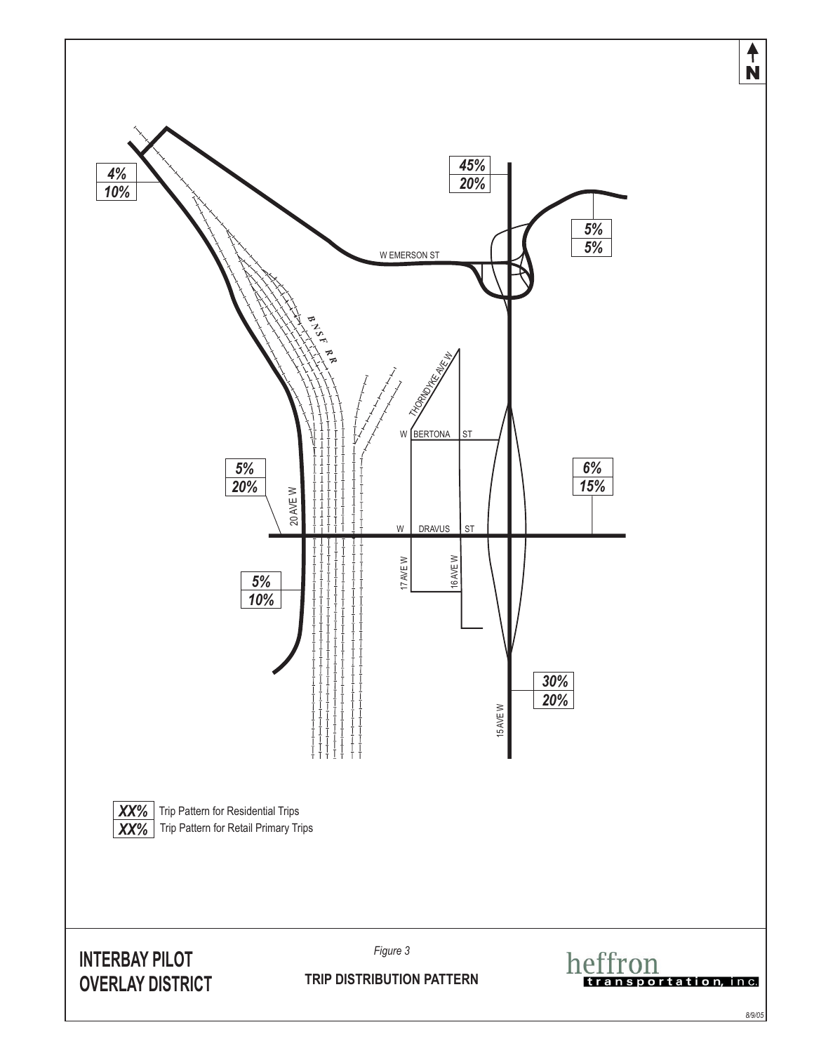4%
10%

45%
20%

5%
5%

W EMERSON ST

B N S F R R

THORNDYKE AVE W

W BERTONA ST

5%
20%

6%
15%

20 AVE W

W DRAVUS ST

17 AVE W

16 AVE W

5%
10%

30%
20%

15 AVE W

*XX%* Trip Pattern for Residential Trips
*XX%* Trip Pattern for Retail Primary Trips

**INTERBAY PILOT OVERLAY DISTRICT**

*Figure 3*

**TRIP DISTRIBUTION PATTERN**

heffron transportation, inc.

8/9/05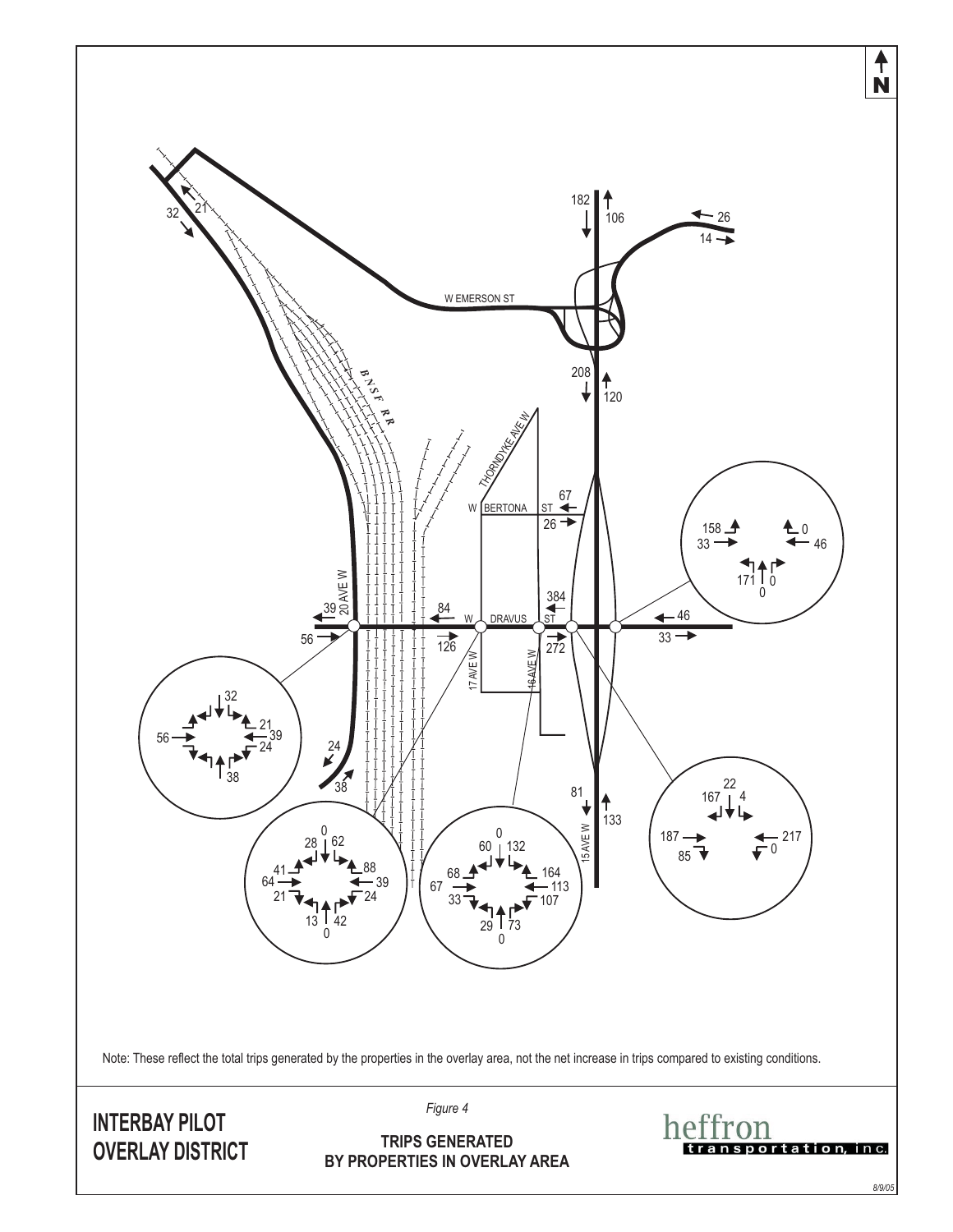Note: These reflect the total trips generated by the properties in the overlay area, not the net increase in trips compared to existing conditions.

**INTERBAY PILOT OVERLAY DISTRICT**

*Figure 4*

**TRIPS GENERATED BY PROPERTIES IN OVERLAY AREA**

heffron transportation, inc.

8/9/05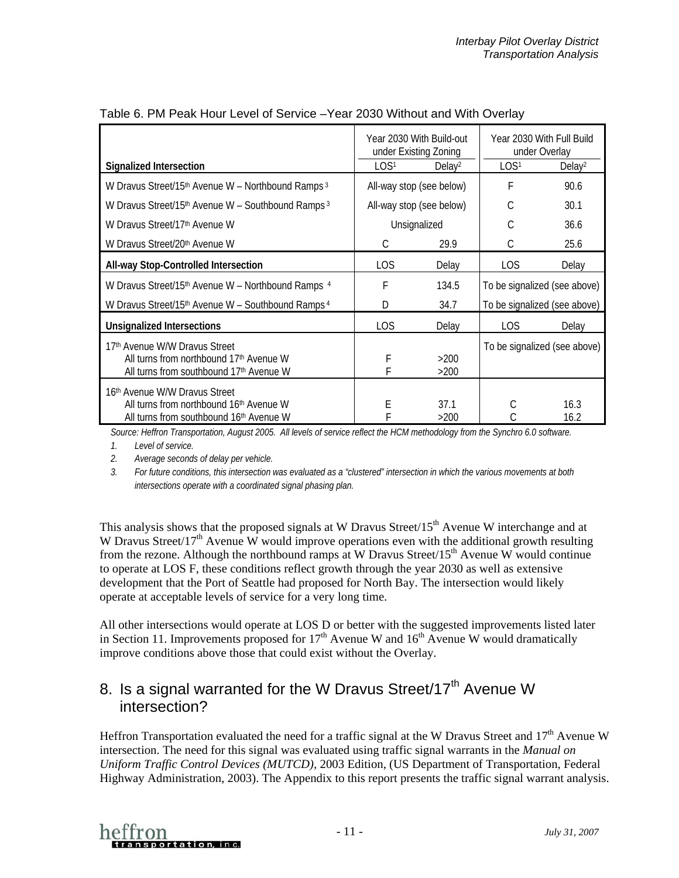Table 6. PM Peak Hour Level of Service –Year 2030 Without and With Overlay

| | Year 2030 With Build-out under Existing Zoning | | Year 2030 With Full Build under Overlay | |
|---|---|---|---|---|
| **Signalized Intersection** | LOS[1] | Delay[2] | LOS[1] | Delay[2] |
| W Dravus Street/15th Avenue W – Northbound Ramps[3] | All-way stop (see below) | | F | 90.6 |
| W Dravus Street/15th Avenue W – Southbound Ramps[3] | All-way stop (see below) | | C | 30.1 |
| W Dravus Street/17th Avenue W | Unsignalized | | C | 36.6 |
| W Dravus Street/20th Avenue W | C | 29.9 | C | 25.6 |
| **All-way Stop-Controlled Intersection** | LOS | Delay | LOS | Delay |
| W Dravus Street/15th Avenue W – Northbound Ramps[4] | F | 134.5 | To be signalized (see above) | |
| W Dravus Street/15th Avenue W – Southbound Ramps[4] | D | 34.7 | To be signalized (see above) | |
| **Unsignalized Intersections** | LOS | Delay | LOS | Delay |
| 17th Avenue W/W Dravus Street | | | To be signalized (see above) | |
| All turns from northbound 17th Avenue W | F | >200 | | |
| All turns from southbound 17th Avenue W | F | >200 | | |
| 16th Avenue W/W Dravus Street | | | | |
| All turns from northbound 16th Avenue W | E | 37.1 | C | 16.3 |
| All turns from southbound 16th Avenue W | F | >200 | C | 16.2 |

*Source: Heffron Transportation, August 2005. All levels of service reflect the HCM methodology from the Synchro 6.0 software.*

1. *Level of service.*
2. *Average seconds of delay per vehicle.*
3. *For future conditions, this intersection was evaluated as a "clustered" intersection in which the various movements at both intersections operate with a coordinated signal phasing plan.*

This analysis shows that the proposed signals at W Dravus Street/15th Avenue W interchange and at W Dravus Street/17th Avenue W would improve operations even with the additional growth resulting from the rezone. Although the northbound ramps at W Dravus Street/15th Avenue W would continue to operate at LOS F, these conditions reflect growth through the year 2030 as well as extensive development that the Port of Seattle had proposed for North Bay. The intersection would likely operate at acceptable levels of service for a very long time.

All other intersections would operate at LOS D or better with the suggested improvements listed later in Section 11. Improvements proposed for 17th Avenue W and 16th Avenue W would dramatically improve conditions above those that could exist without the Overlay.

## 8. Is a signal warranted for the W Dravus Street/17th Avenue W intersection?

Heffron Transportation evaluated the need for a traffic signal at the W Dravus Street and 17th Avenue W intersection. The need for this signal was evaluated using traffic signal warrants in the *Manual on Uniform Traffic Control Devices (MUTCD)*, 2003 Edition, (US Department of Transportation, Federal Highway Administration, 2003). The Appendix to this report presents the traffic signal warrant analysis.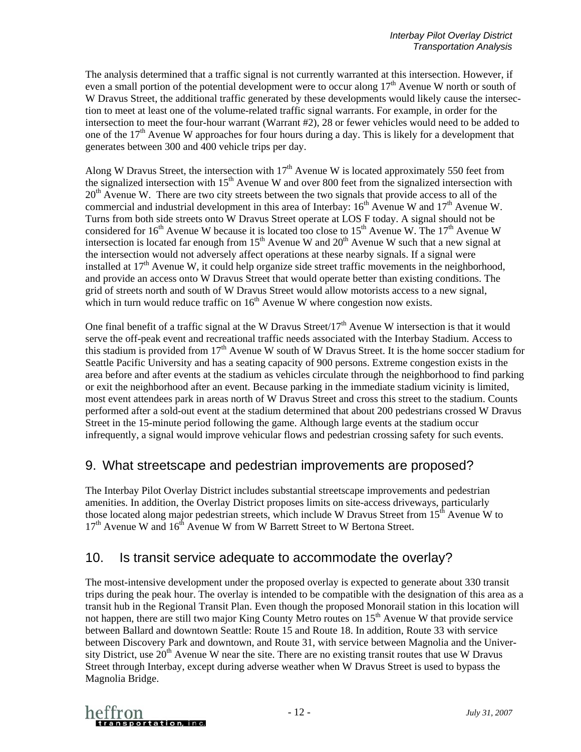The analysis determined that a traffic signal is not currently warranted at this intersection. However, if even a small portion of the potential development were to occur along 17th Avenue W north or south of W Dravus Street, the additional traffic generated by these developments would likely cause the intersection to meet at least one of the volume-related traffic signal warrants. For example, in order for the intersection to meet the four-hour warrant (Warrant #2), 28 or fewer vehicles would need to be added to one of the 17th Avenue W approaches for four hours during a day. This is likely for a development that generates between 300 and 400 vehicle trips per day.

Along W Dravus Street, the intersection with 17th Avenue W is located approximately 550 feet from the signalized intersection with 15th Avenue W and over 800 feet from the signalized intersection with 20th Avenue W. There are two city streets between the two signals that provide access to all of the commercial and industrial development in this area of Interbay: 16th Avenue W and 17th Avenue W. Turns from both side streets onto W Dravus Street operate at LOS F today. A signal should not be considered for 16th Avenue W because it is located too close to 15th Avenue W. The 17th Avenue W intersection is located far enough from 15th Avenue W and 20th Avenue W such that a new signal at the intersection would not adversely affect operations at these nearby signals. If a signal were installed at 17th Avenue W, it could help organize side street traffic movements in the neighborhood, and provide an access onto W Dravus Street that would operate better than existing conditions. The grid of streets north and south of W Dravus Street would allow motorists access to a new signal, which in turn would reduce traffic on 16th Avenue W where congestion now exists.

One final benefit of a traffic signal at the W Dravus Street/17th Avenue W intersection is that it would serve the off-peak event and recreational traffic needs associated with the Interbay Stadium. Access to this stadium is provided from 17th Avenue W south of W Dravus Street. It is the home soccer stadium for Seattle Pacific University and has a seating capacity of 900 persons. Extreme congestion exists in the area before and after events at the stadium as vehicles circulate through the neighborhood to find parking or exit the neighborhood after an event. Because parking in the immediate stadium vicinity is limited, most event attendees park in areas north of W Dravus Street and cross this street to the stadium. Counts performed after a sold-out event at the stadium determined that about 200 pedestrians crossed W Dravus Street in the 15-minute period following the game. Although large events at the stadium occur infrequently, a signal would improve vehicular flows and pedestrian crossing safety for such events.

## 9. What streetscape and pedestrian improvements are proposed?

The Interbay Pilot Overlay District includes substantial streetscape improvements and pedestrian amenities. In addition, the Overlay District proposes limits on site-access driveways, particularly those located along major pedestrian streets, which include W Dravus Street from 15th Avenue W to 17th Avenue W and 16th Avenue W from W Barrett Street to W Bertona Street.

## 10. Is transit service adequate to accommodate the overlay?

The most-intensive development under the proposed overlay is expected to generate about 330 transit trips during the peak hour. The overlay is intended to be compatible with the designation of this area as a transit hub in the Regional Transit Plan. Even though the proposed Monorail station in this location will not happen, there are still two major King County Metro routes on 15th Avenue W that provide service between Ballard and downtown Seattle: Route 15 and Route 18. In addition, Route 33 with service between Discovery Park and downtown, and Route 31, with service between Magnolia and the University District, use 20th Avenue W near the site. There are no existing transit routes that use W Dravus Street through Interbay, except during adverse weather when W Dravus Street is used to bypass the Magnolia Bridge.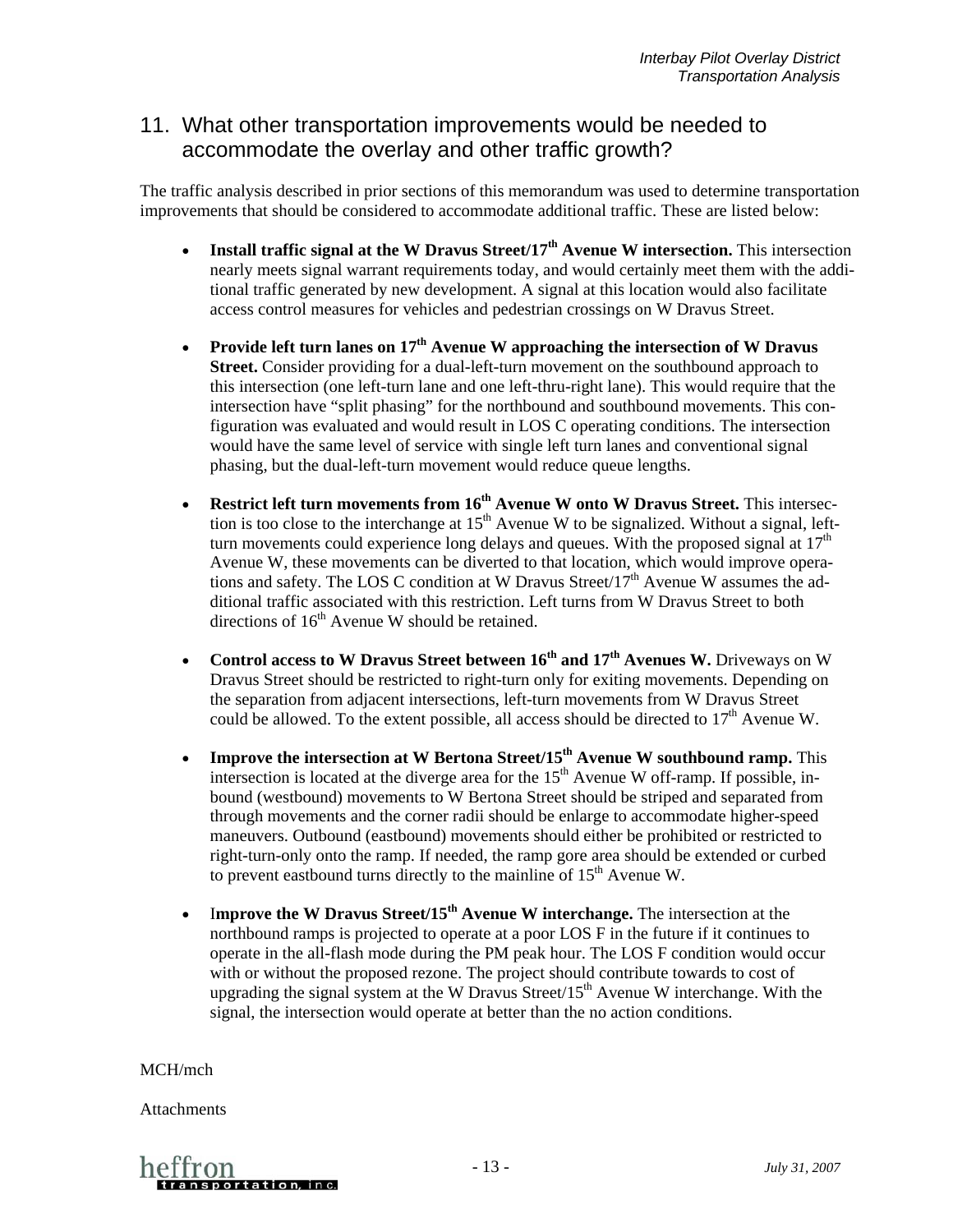## 11. What other transportation improvements would be needed to accommodate the overlay and other traffic growth?

The traffic analysis described in prior sections of this memorandum was used to determine transportation improvements that should be considered to accommodate additional traffic. These are listed below:

- **Install traffic signal at the W Dravus Street/17th Avenue W intersection.** This intersection nearly meets signal warrant requirements today, and would certainly meet them with the additional traffic generated by new development. A signal at this location would also facilitate access control measures for vehicles and pedestrian crossings on W Dravus Street.

- **Provide left turn lanes on 17th Avenue W approaching the intersection of W Dravus Street.** Consider providing for a dual-left-turn movement on the southbound approach to this intersection (one left-turn lane and one left-thru-right lane). This would require that the intersection have "split phasing" for the northbound and southbound movements. This configuration was evaluated and would result in LOS C operating conditions. The intersection would have the same level of service with single left turn lanes and conventional signal phasing, but the dual-left-turn movement would reduce queue lengths.

- **Restrict left turn movements from 16th Avenue W onto W Dravus Street.** This intersection is too close to the interchange at 15th Avenue W to be signalized. Without a signal, left-turn movements could experience long delays and queues. With the proposed signal at 17th Avenue W, these movements can be diverted to that location, which would improve operations and safety. The LOS C condition at W Dravus Street/17th Avenue W assumes the additional traffic associated with this restriction. Left turns from W Dravus Street to both directions of 16th Avenue W should be retained.

- **Control access to W Dravus Street between 16th and 17th Avenues W.** Driveways on W Dravus Street should be restricted to right-turn only for exiting movements. Depending on the separation from adjacent intersections, left-turn movements from W Dravus Street could be allowed. To the extent possible, all access should be directed to 17th Avenue W.

- **Improve the intersection at W Bertona Street/15th Avenue W southbound ramp.** This intersection is located at the diverge area for the 15th Avenue W off-ramp. If possible, inbound (westbound) movements to W Bertona Street should be striped and separated from through movements and the corner radii should be enlarge to accommodate higher-speed maneuvers. Outbound (eastbound) movements should either be prohibited or restricted to right-turn-only onto the ramp. If needed, the ramp gore area should be extended or curbed to prevent eastbound turns directly to the mainline of 15th Avenue W.

- **Improve the W Dravus Street/15th Avenue W interchange.** The intersection at the northbound ramps is projected to operate at a poor LOS F in the future if it continues to operate in the all-flash mode during the PM peak hour. The LOS F condition would occur with or without the proposed rezone. The project should contribute towards to cost of upgrading the signal system at the W Dravus Street/15th Avenue W interchange. With the signal, the intersection would operate at better than the no action conditions.

MCH/mch

Attachments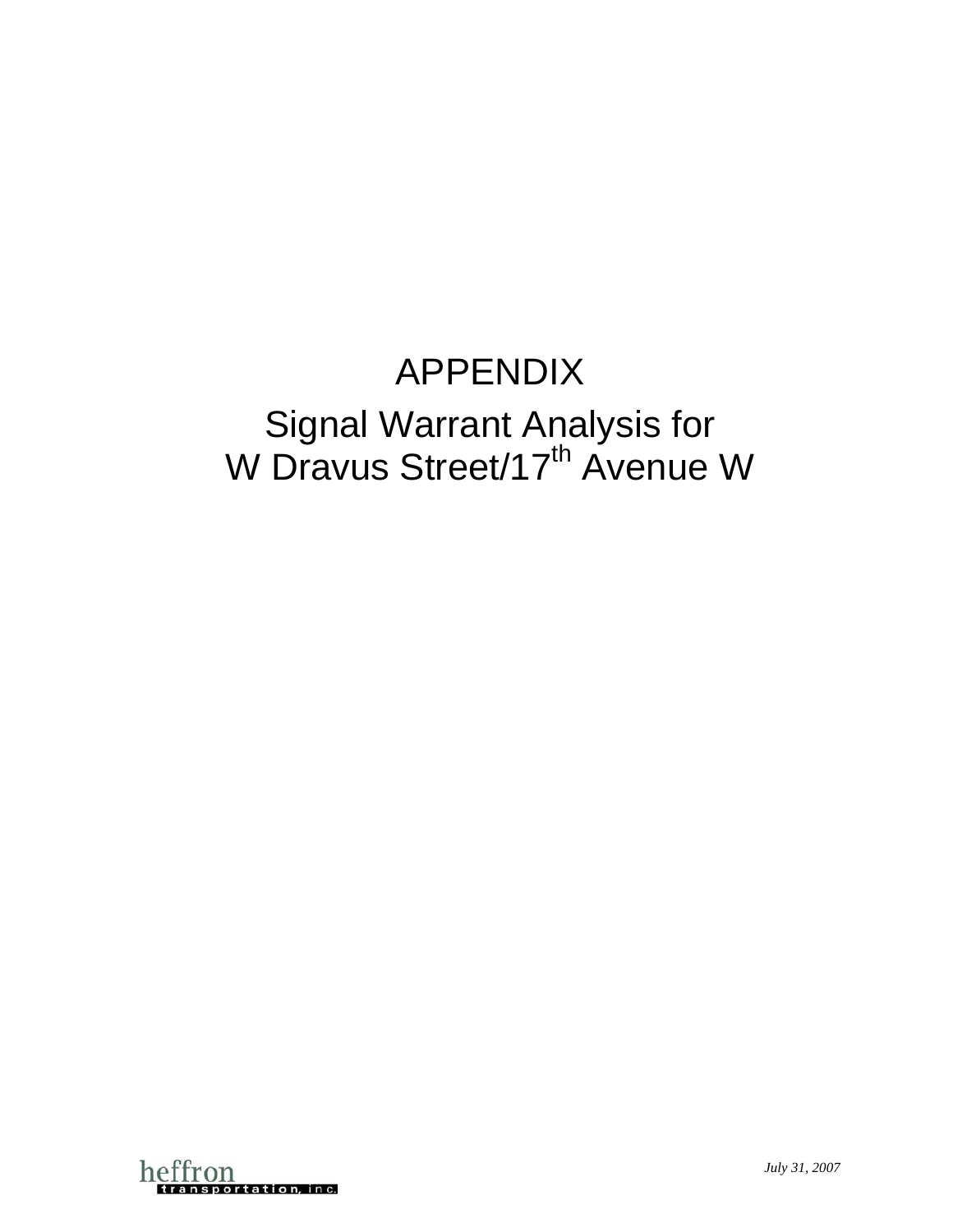# APPENDIX

## Signal Warrant Analysis for W Dravus Street/17th Avenue W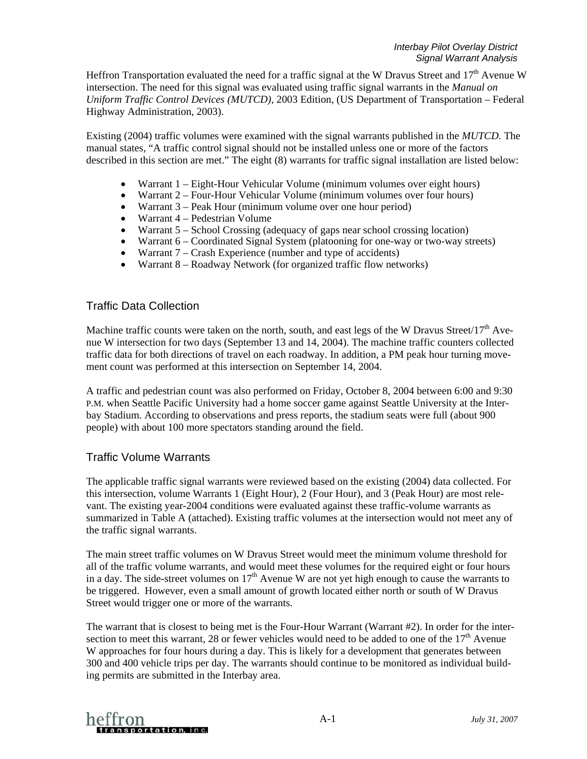Heffron Transportation evaluated the need for a traffic signal at the W Dravus Street and 17th Avenue W intersection. The need for this signal was evaluated using traffic signal warrants in the *Manual on Uniform Traffic Control Devices (MUTCD)*, 2003 Edition, (US Department of Transportation – Federal Highway Administration, 2003).

Existing (2004) traffic volumes were examined with the signal warrants published in the *MUTCD.* The manual states, "A traffic control signal should not be installed unless one or more of the factors described in this section are met." The eight (8) warrants for traffic signal installation are listed below:

- Warrant 1 – Eight-Hour Vehicular Volume (minimum volumes over eight hours)
- Warrant 2 – Four-Hour Vehicular Volume (minimum volumes over four hours)
- Warrant 3 – Peak Hour (minimum volume over one hour period)
- Warrant 4 – Pedestrian Volume
- Warrant 5 – School Crossing (adequacy of gaps near school crossing location)
- Warrant 6 – Coordinated Signal System (platooning for one-way or two-way streets)
- Warrant 7 – Crash Experience (number and type of accidents)
- Warrant 8 – Roadway Network (for organized traffic flow networks)

## Traffic Data Collection

Machine traffic counts were taken on the north, south, and east legs of the W Dravus Street/17th Avenue W intersection for two days (September 13 and 14, 2004). The machine traffic counters collected traffic data for both directions of travel on each roadway. In addition, a PM peak hour turning movement count was performed at this intersection on September 14, 2004.

A traffic and pedestrian count was also performed on Friday, October 8, 2004 between 6:00 and 9:30 P.M. when Seattle Pacific University had a home soccer game against Seattle University at the Interbay Stadium. According to observations and press reports, the stadium seats were full (about 900 people) with about 100 more spectators standing around the field.

## Traffic Volume Warrants

The applicable traffic signal warrants were reviewed based on the existing (2004) data collected. For this intersection, volume Warrants 1 (Eight Hour), 2 (Four Hour), and 3 (Peak Hour) are most relevant. The existing year-2004 conditions were evaluated against these traffic-volume warrants as summarized in Table A (attached). Existing traffic volumes at the intersection would not meet any of the traffic signal warrants.

The main street traffic volumes on W Dravus Street would meet the minimum volume threshold for all of the traffic volume warrants, and would meet these volumes for the required eight or four hours in a day. The side-street volumes on 17th Avenue W are not yet high enough to cause the warrants to be triggered. However, even a small amount of growth located either north or south of W Dravus Street would trigger one or more of the warrants.

The warrant that is closest to being met is the Four-Hour Warrant (Warrant #2). In order for the intersection to meet this warrant, 28 or fewer vehicles would need to be added to one of the 17th Avenue W approaches for four hours during a day. This is likely for a development that generates between 300 and 400 vehicle trips per day. The warrants should continue to be monitored as individual building permits are submitted in the Interbay area.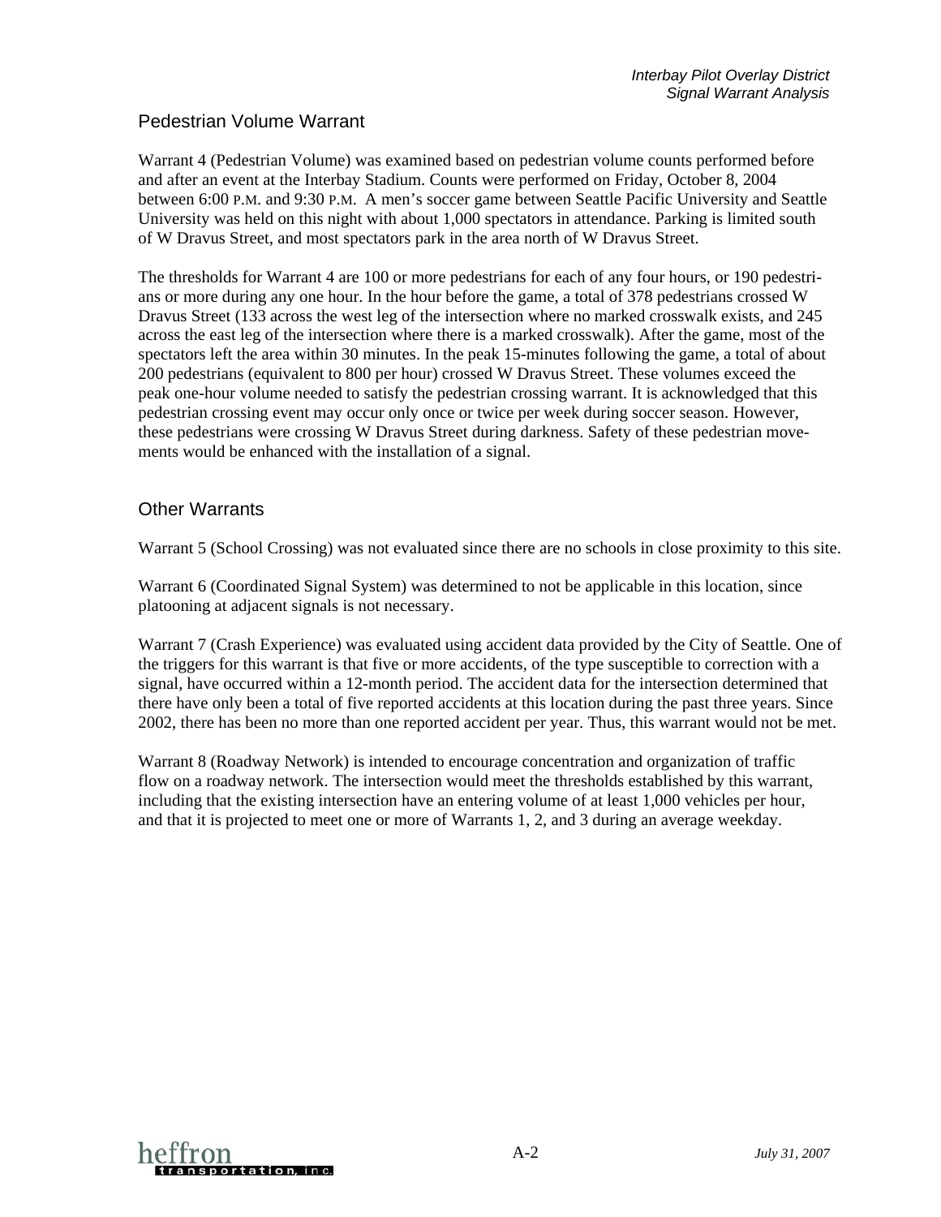## Pedestrian Volume Warrant

Warrant 4 (Pedestrian Volume) was examined based on pedestrian volume counts performed before and after an event at the Interbay Stadium. Counts were performed on Friday, October 8, 2004 between 6:00 P.M. and 9:30 P.M. A men's soccer game between Seattle Pacific University and Seattle University was held on this night with about 1,000 spectators in attendance. Parking is limited south of W Dravus Street, and most spectators park in the area north of W Dravus Street.

The thresholds for Warrant 4 are 100 or more pedestrians for each of any four hours, or 190 pedestrians or more during any one hour. In the hour before the game, a total of 378 pedestrians crossed W Dravus Street (133 across the west leg of the intersection where no marked crosswalk exists, and 245 across the east leg of the intersection where there is a marked crosswalk). After the game, most of the spectators left the area within 30 minutes. In the peak 15-minutes following the game, a total of about 200 pedestrians (equivalent to 800 per hour) crossed W Dravus Street. These volumes exceed the peak one-hour volume needed to satisfy the pedestrian crossing warrant. It is acknowledged that this pedestrian crossing event may occur only once or twice per week during soccer season. However, these pedestrians were crossing W Dravus Street during darkness. Safety of these pedestrian movements would be enhanced with the installation of a signal.

## Other Warrants

Warrant 5 (School Crossing) was not evaluated since there are no schools in close proximity to this site.

Warrant 6 (Coordinated Signal System) was determined to not be applicable in this location, since platooning at adjacent signals is not necessary.

Warrant 7 (Crash Experience) was evaluated using accident data provided by the City of Seattle. One of the triggers for this warrant is that five or more accidents, of the type susceptible to correction with a signal, have occurred within a 12-month period. The accident data for the intersection determined that there have only been a total of five reported accidents at this location during the past three years. Since 2002, there has been no more than one reported accident per year. Thus, this warrant would not be met.

Warrant 8 (Roadway Network) is intended to encourage concentration and organization of traffic flow on a roadway network. The intersection would meet the thresholds established by this warrant, including that the existing intersection have an entering volume of at least 1,000 vehicles per hour, and that it is projected to meet one or more of Warrants 1, 2, and 3 during an average weekday.